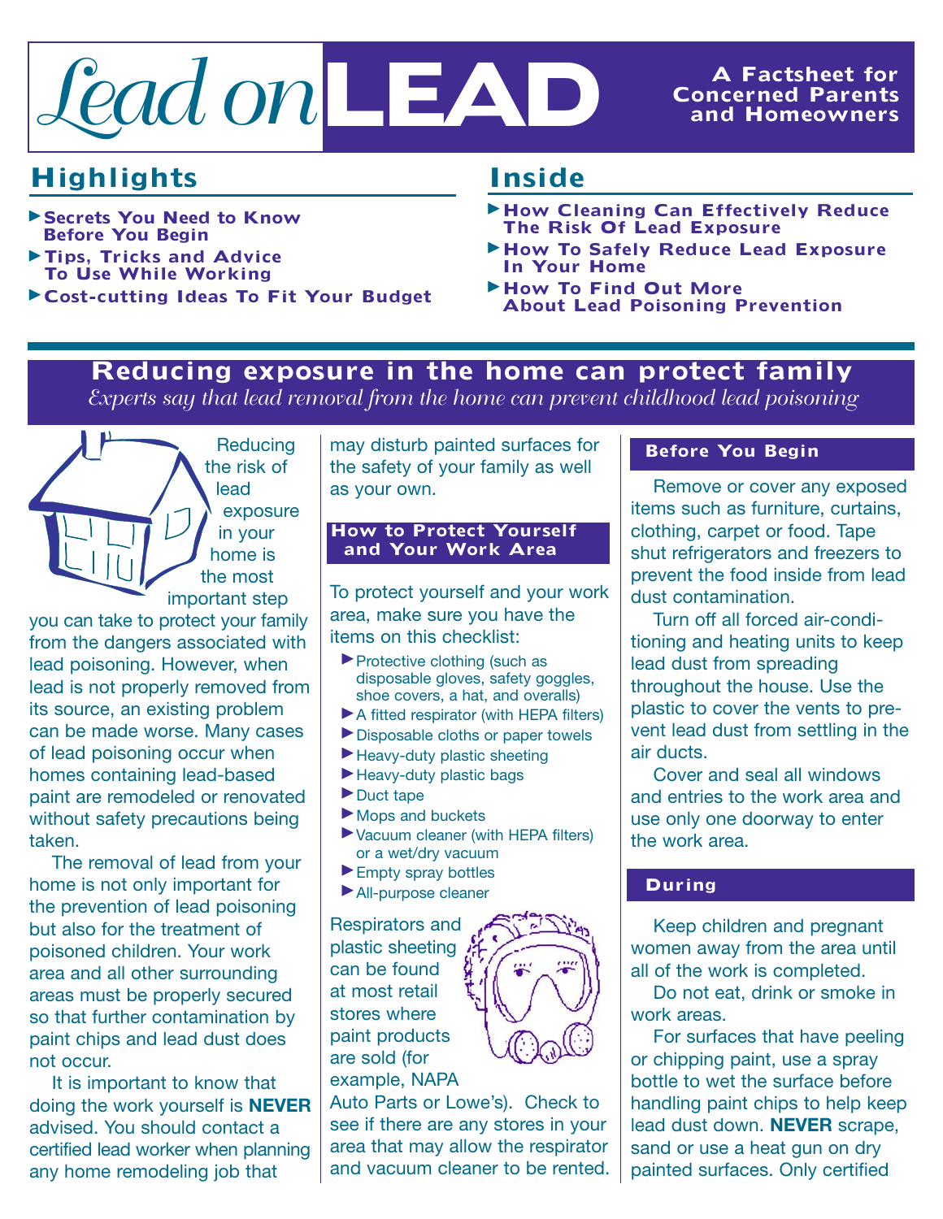# Lead on LEAD

**A Factsheet for Concerned Parents and Homeowners**

## Highlights

- **Secrets You Need to Know Before You Begin**
- **Tips, Tricks and Advice To Use While Working**
- **Cost-cutting Ideas To Fit Your Budget**

## Inside

- **How Cleaning Can Effectively Reduce The Risk Of Lead Exposure**
- **How To Safely Reduce Lead Exposure In Your Home**
- **How To Find Out More About Lead Poisoning Prevention**

## Reducing exposure in the home can protect family

*Experts say that lead removal from the home can prevent childhood lead poisoning*

Reducing the risk of lead exposure in your home is the most important step you can take to protect your family from the dangers associated with lead poisoning. However, when lead is not properly removed from its source, an existing problem can be made worse. Many cases of lead poisoning occur when homes containing lead-based paint are remodeled or renovated without safety precautions being taken.

The removal of lead from your home is not only important for the prevention of lead poisoning but also for the treatment of poisoned children. Your work area and all other surrounding areas must be properly secured so that further contamination by paint chips and lead dust does not occur.

It is important to know that doing the work yourself is **NEVER** advised. You should contact a certified lead worker when planning any home remodeling job that may disturb painted surfaces for the safety of your family as well as your own.

### How to Protect Yourself and Your Work Area

To protect yourself and your work area, make sure you have the items on this checklist:

- Protective clothing (such as disposable gloves, safety goggles, shoe covers, a hat, and overalls)
- A fitted respirator (with HEPA filters)
- Disposable cloths or paper towels
- Heavy-duty plastic sheeting
- Heavy-duty plastic bags
- Duct tape
- Mops and buckets
- Vacuum cleaner (with HEPA filters) or a wet/dry vacuum
- Empty spray bottles
- All-purpose cleaner

Respirators and plastic sheeting can be found at most retail stores where paint products are sold (for example, NAPA Auto Parts or Lowe's). Check to see if there are any stores in your area that may allow the respirator and vacuum cleaner to be rented.

### Before You Begin

Remove or cover any exposed items such as furniture, curtains, clothing, carpet or food. Tape shut refrigerators and freezers to prevent the food inside from lead dust contamination.

Turn off all forced air-conditioning and heating units to keep lead dust from spreading throughout the house. Use the plastic to cover the vents to prevent lead dust from settling in the air ducts.

Cover and seal all windows and entries to the work area and use only one doorway to enter the work area.

### During

Keep children and pregnant women away from the area until all of the work is completed.

Do not eat, drink or smoke in work areas.

For surfaces that have peeling or chipping paint, use a spray bottle to wet the surface before handling paint chips to help keep lead dust down. **NEVER** scrape, sand or use a heat gun on dry painted surfaces. Only certified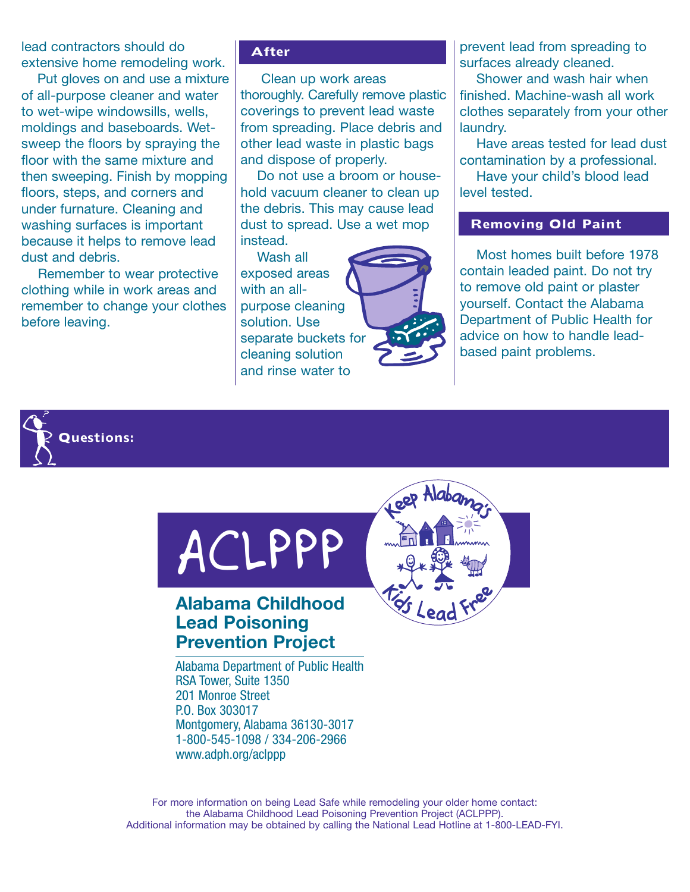lead contractors should do extensive home remodeling work.

Put gloves on and use a mixture of all-purpose cleaner and water to wet-wipe windowsills, wells, moldings and baseboards. Wet-sweep the floors by spraying the floor with the same mixture and then sweeping. Finish by mopping floors, steps, and corners and under furnature. Cleaning and washing surfaces is important because it helps to remove lead dust and debris.

Remember to wear protective clothing while in work areas and remember to change your clothes before leaving.

## After

Clean up work areas thoroughly. Carefully remove plastic coverings to prevent lead waste from spreading. Place debris and other lead waste in plastic bags and dispose of properly.

Do not use a broom or household vacuum cleaner to clean up the debris. This may cause lead dust to spread. Use a wet mop instead.

Wash all exposed areas with an all-purpose cleaning solution. Use separate buckets for cleaning solution and rinse water to prevent lead from spreading to surfaces already cleaned.

Shower and wash hair when finished. Machine-wash all work clothes separately from your other laundry.

Have areas tested for lead dust contamination by a professional.

Have your child's blood lead level tested.

## Removing Old Paint

Most homes built before 1978 contain leaded paint. Do not try to remove old paint or plaster yourself. Contact the Alabama Department of Public Health for advice on how to handle lead-based paint problems.

## Questions:

# ACLPPP

Keep Alabama's Kids Lead Free

**Alabama Childhood Lead Poisoning Prevention Project**

Alabama Department of Public Health
RSA Tower, Suite 1350
201 Monroe Street
P.O. Box 303017
Montgomery, Alabama 36130-3017
1-800-545-1098 / 334-206-2966
www.adph.org/aclppp

For more information on being Lead Safe while remodeling your older home contact: the Alabama Childhood Lead Poisoning Prevention Project (ACLPPP).
Additional information may be obtained by calling the National Lead Hotline at 1-800-LEAD-FYI.